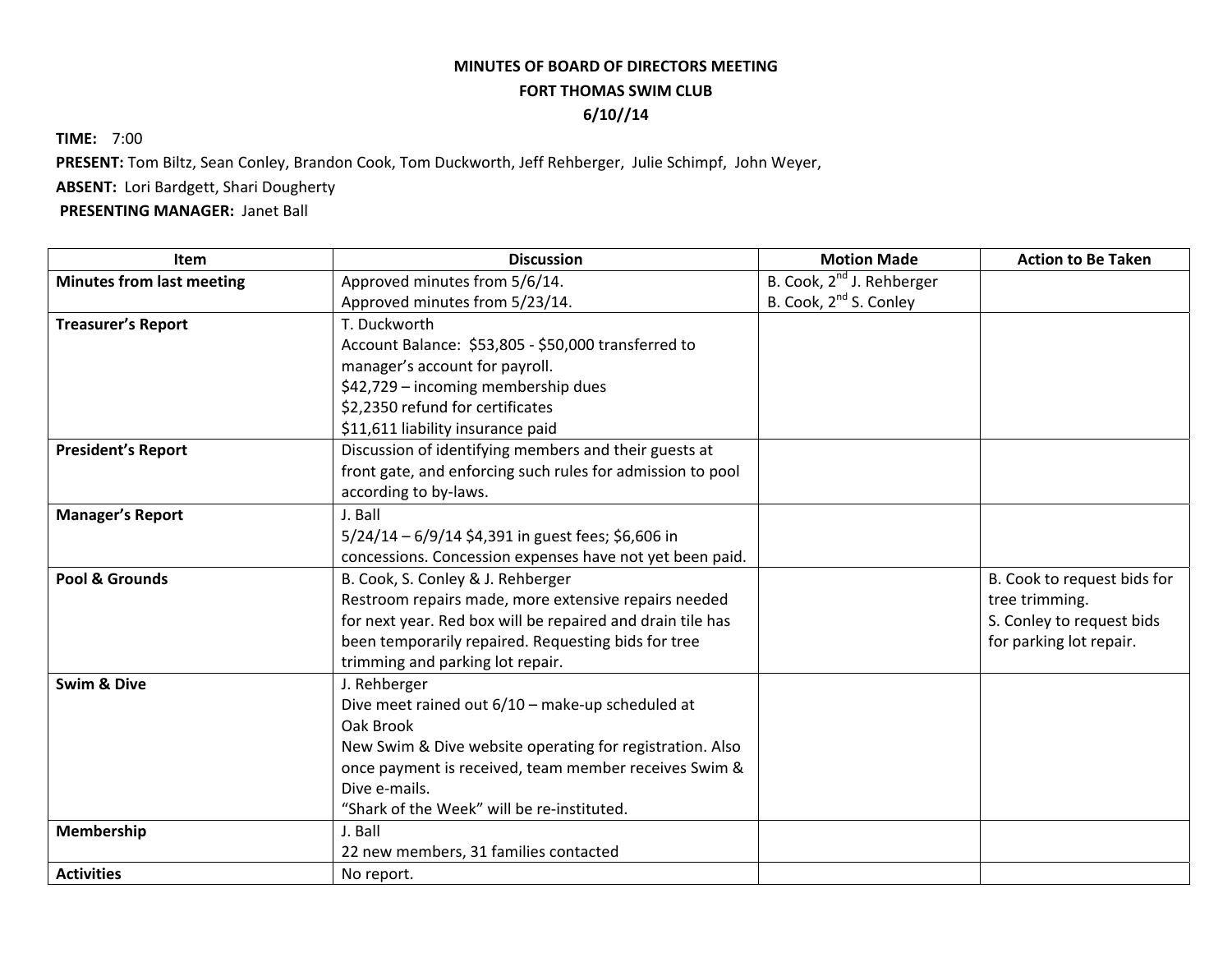**MINUTES OF BOARD OF DIRECTORS MEETING**
**FORT THOMAS SWIM CLUB**
**6/10//14**

**TIME:** 7:00

**PRESENT:** Tom Biltz, Sean Conley, Brandon Cook, Tom Duckworth, Jeff Rehberger, Julie Schimpf, John Weyer,

**ABSENT:** Lori Bardgett, Shari Dougherty

**PRESENTING MANAGER:** Janet Ball

| Item | Discussion | Motion Made | Action to Be Taken |
|---|---|---|---|
| **Minutes from last meeting** | Approved minutes from 5/6/14.<br>Approved minutes from 5/23/14. | B. Cook, 2nd J. Rehberger<br>B. Cook, 2nd S. Conley | |
| **Treasurer's Report** | T. Duckworth<br>Account Balance: $53,805 - $50,000 transferred to manager's account for payroll.<br>$42,729 – incoming membership dues<br>$2,2350 refund for certificates<br>$11,611 liability insurance paid | | |
| **President's Report** | Discussion of identifying members and their guests at front gate, and enforcing such rules for admission to pool according to by-laws. | | |
| **Manager's Report** | J. Ball<br>5/24/14 – 6/9/14 $4,391 in guest fees; $6,606 in concessions. Concession expenses have not yet been paid. | | |
| **Pool & Grounds** | B. Cook, S. Conley & J. Rehberger<br>Restroom repairs made, more extensive repairs needed for next year. Red box will be repaired and drain tile has been temporarily repaired. Requesting bids for tree trimming and parking lot repair. | | B. Cook to request bids for tree trimming.<br>S. Conley to request bids for parking lot repair. |
| **Swim & Dive** | J. Rehberger<br>Dive meet rained out 6/10 – make-up scheduled at Oak Brook<br>New Swim & Dive website operating for registration. Also once payment is received, team member receives Swim & Dive e-mails.<br>"Shark of the Week" will be re-instituted. | | |
| **Membership** | J. Ball<br>22 new members, 31 families contacted | | |
| **Activities** | No report. | | |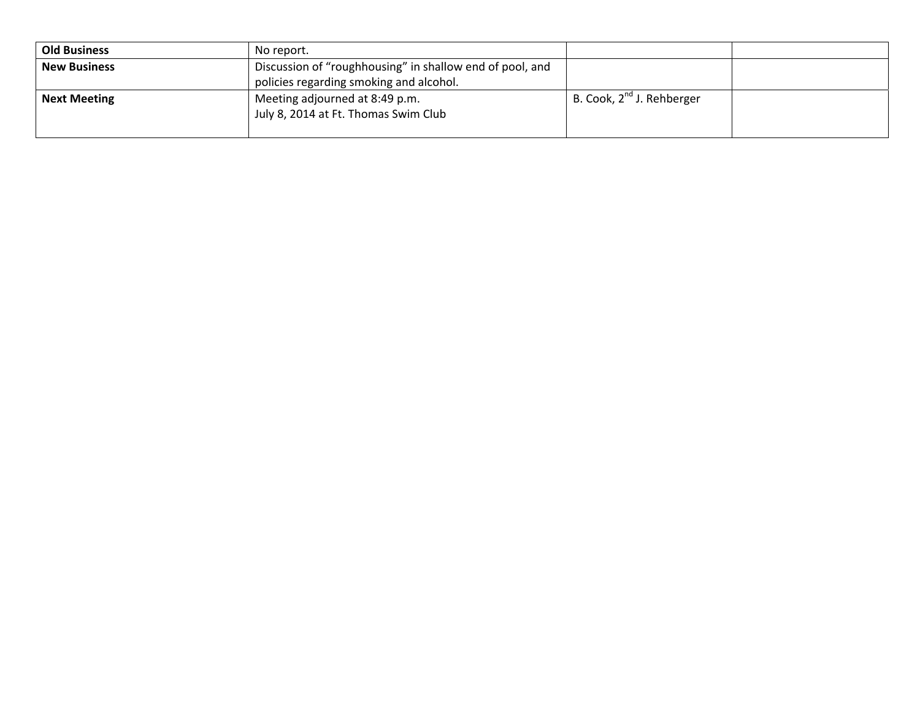| | | | |
|---|---|---|---|
| **Old Business** | No report. | | |
| **New Business** | Discussion of "roughhousing" in shallow end of pool, and policies regarding smoking and alcohol. | | |
| **Next Meeting** | Meeting adjourned at 8:49 p.m.<br>July 8, 2014 at Ft. Thomas Swim Club | B. Cook, 2nd J. Rehberger | |